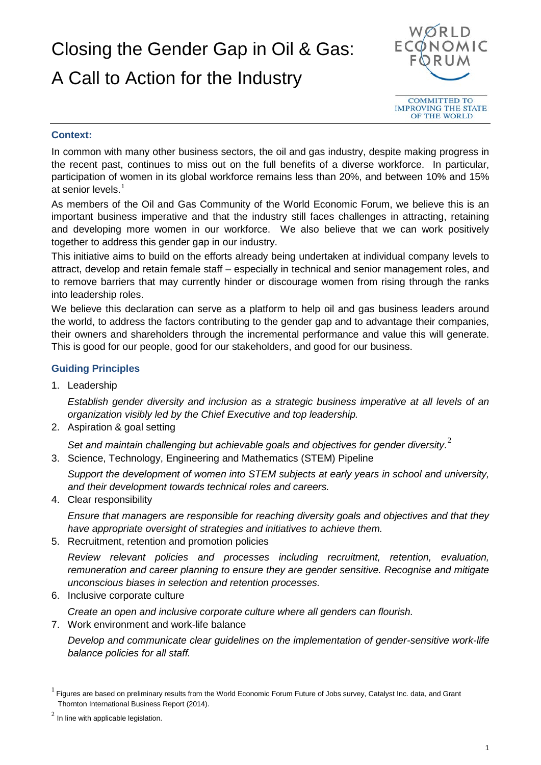# Closing the Gender Gap in Oil & Gas: A Call to Action for the Industry

WORLD ECONOMIC FORUM

COMMITTED TO IMPROVING THE STATE OF THE WORLD

## Context:

In common with many other business sectors, the oil and gas industry, despite making progress in the recent past, continues to miss out on the full benefits of a diverse workforce. In particular, participation of women in its global workforce remains less than 20%, and between 10% and 15% at senior levels.[1]

As members of the Oil and Gas Community of the World Economic Forum, we believe this is an important business imperative and that the industry still faces challenges in attracting, retaining and developing more women in our workforce. We also believe that we can work positively together to address this gender gap in our industry.

This initiative aims to build on the efforts already being undertaken at individual company levels to attract, develop and retain female staff – especially in technical and senior management roles, and to remove barriers that may currently hinder or discourage women from rising through the ranks into leadership roles.

We believe this declaration can serve as a platform to help oil and gas business leaders around the world, to address the factors contributing to the gender gap and to advantage their companies, their owners and shareholders through the incremental performance and value this will generate. This is good for our people, good for our stakeholders, and good for our business.

## Guiding Principles

1. Leadership

   *Establish gender diversity and inclusion as a strategic business imperative at all levels of an organization visibly led by the Chief Executive and top leadership.*

2. Aspiration & goal setting

   *Set and maintain challenging but achievable goals and objectives for gender diversity.*[2]

3. Science, Technology, Engineering and Mathematics (STEM) Pipeline

   *Support the development of women into STEM subjects at early years in school and university, and their development towards technical roles and careers.*

4. Clear responsibility

   *Ensure that managers are responsible for reaching diversity goals and objectives and that they have appropriate oversight of strategies and initiatives to achieve them.*

5. Recruitment, retention and promotion policies

   *Review relevant policies and processes including recruitment, retention, evaluation, remuneration and career planning to ensure they are gender sensitive. Recognise and mitigate unconscious biases in selection and retention processes.*

6. Inclusive corporate culture

   *Create an open and inclusive corporate culture where all genders can flourish.*

7. Work environment and work-life balance

   *Develop and communicate clear guidelines on the implementation of gender-sensitive work-life balance policies for all staff.*

---

[1] Figures are based on preliminary results from the World Economic Forum Future of Jobs survey, Catalyst Inc. data, and Grant Thornton International Business Report (2014).

[2] In line with applicable legislation.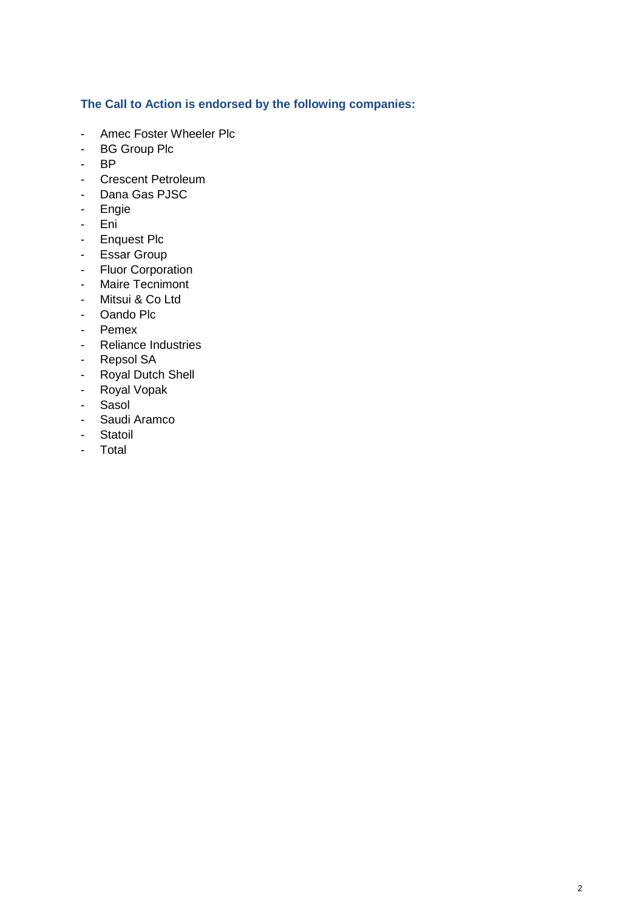### The Call to Action is endorsed by the following companies:

- Amec Foster Wheeler Plc
- BG Group Plc
- BP
- Crescent Petroleum
- Dana Gas PJSC
- Engie
- Eni
- Enquest Plc
- Essar Group
- Fluor Corporation
- Maire Tecnimont
- Mitsui & Co Ltd
- Oando Plc
- Pemex
- Reliance Industries
- Repsol SA
- Royal Dutch Shell
- Royal Vopak
- Sasol
- Saudi Aramco
- Statoil
- Total